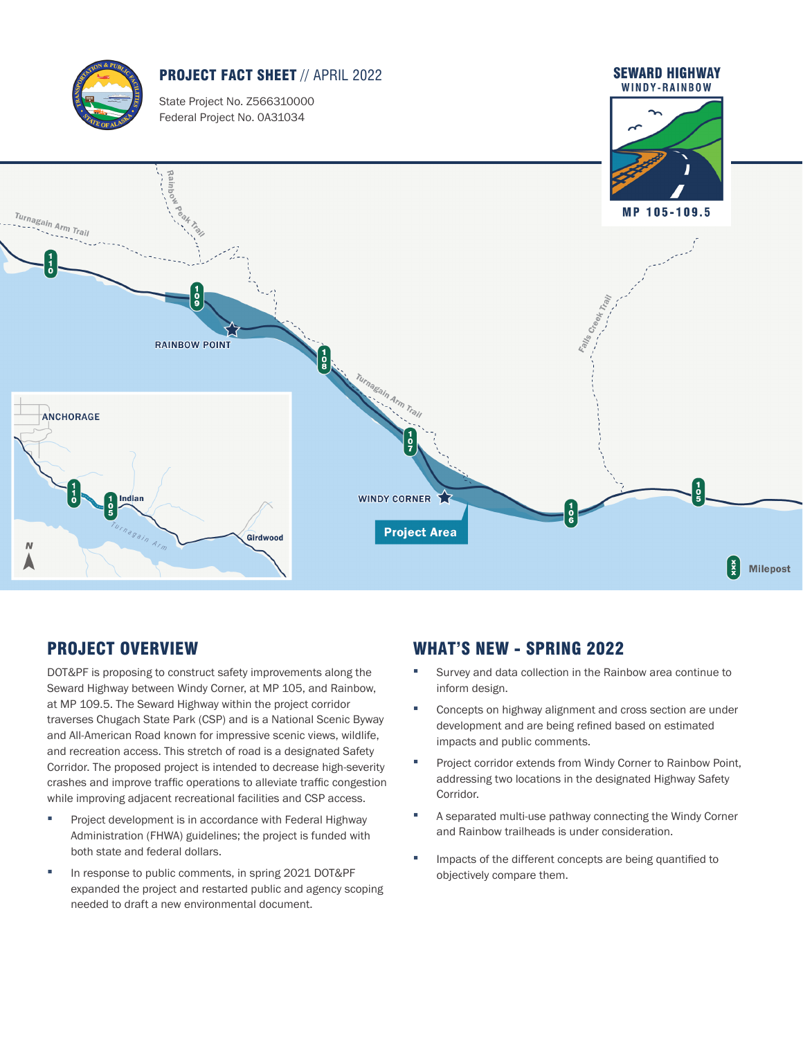# PROJECT FACT SHEET // APRIL 2022

State Project No. Z566310000
Federal Project No. 0A31034

**SEWARD HIGHWAY**
**WINDY-RAINBOW**
**MP 105-109.5**

## PROJECT OVERVIEW

DOT&PF is proposing to construct safety improvements along the Seward Highway between Windy Corner, at MP 105, and Rainbow, at MP 109.5. The Seward Highway within the project corridor traverses Chugach State Park (CSP) and is a National Scenic Byway and All-American Road known for impressive scenic views, wildlife, and recreation access. This stretch of road is a designated Safety Corridor. The proposed project is intended to decrease high-severity crashes and improve traffic operations to alleviate traffic congestion while improving adjacent recreational facilities and CSP access.

- Project development is in accordance with Federal Highway Administration (FHWA) guidelines; the project is funded with both state and federal dollars.
- In response to public comments, in spring 2021 DOT&PF expanded the project and restarted public and agency scoping needed to draft a new environmental document.

## WHAT'S NEW - SPRING 2022

- Survey and data collection in the Rainbow area continue to inform design.
- Concepts on highway alignment and cross section are under development and are being refined based on estimated impacts and public comments.
- Project corridor extends from Windy Corner to Rainbow Point, addressing two locations in the designated Highway Safety Corridor.
- A separated multi-use pathway connecting the Windy Corner and Rainbow trailheads is under consideration.
- Impacts of the different concepts are being quantified to objectively compare them.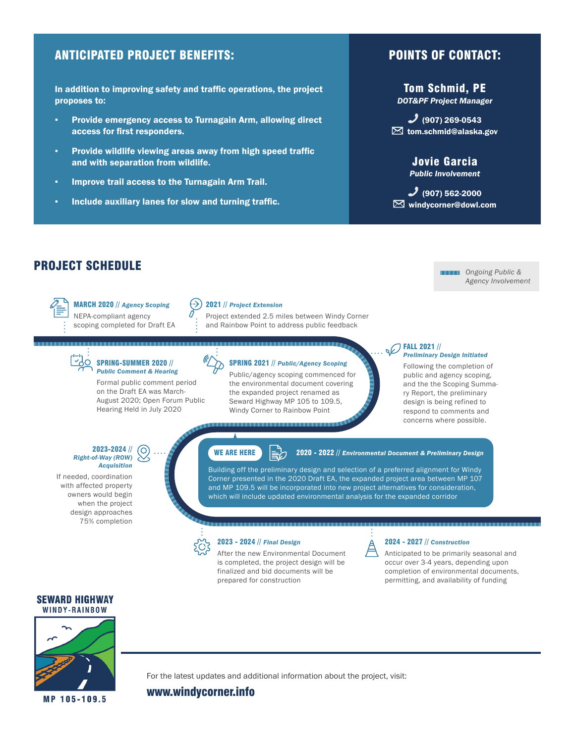## ANTICIPATED PROJECT BENEFITS:

**In addition to improving safety and traffic operations, the project proposes to:**

- **Provide emergency access to Turnagain Arm, allowing direct access for first responders.**
- **Provide wildlife viewing areas away from high speed traffic and with separation from wildlife.**
- **Improve trail access to the Turnagain Arm Trail.**
- **Include auxiliary lanes for slow and turning traffic.**

## POINTS OF CONTACT:

**Tom Schmid, PE**
*DOT&PF Project Manager*
(907) 269-0543
tom.schmid@alaska.gov

**Jovie Garcia**
*Public Involvement*
(907) 562-2000
windycorner@dowl.com

## PROJECT SCHEDULE

*Ongoing Public & Agency Involvement*

**MARCH 2020 // *Agency Scoping***
NEPA-compliant agency scoping completed for Draft EA

**SPRING-SUMMER 2020 // *Public Comment & Hearing***
Formal public comment period on the Draft EA was March-August 2020; Open Forum Public Hearing Held in July 2020

**2021 // *Project Extension***
Project extended 2.5 miles between Windy Corner and Rainbow Point to address public feedback

**SPRING 2021 // *Public/Agency Scoping***
Public/agency scoping commenced for the environmental document covering the expanded project renamed as Seward Highway MP 105 to 109.5, Windy Corner to Rainbow Point

**FALL 2021 // *Preliminary Design Initiated***
Following the completion of public and agency scoping, and the the Scoping Summary Report, the preliminary design is being refined to respond to comments and concerns where possible.

**WE ARE HERE**

**2020 - 2022 // *Environmental Document & Preliminary Design***
Building off the preliminary design and selection of a preferred alignment for Windy Corner presented in the 2020 Draft EA, the expanded project area between MP 107 and MP 109.5 will be incorporated into new project alternatives for consideration, which will include updated environmental analysis for the expanded corridor

**2023-2024 // *Right-of-Way (ROW) Acquisition***
If needed, coordination with affected property owners would begin when the project design approaches 75% completion

**2023 - 2024 // *Final Design***
After the new Environmental Document is completed, the project design will be finalized and bid documents will be prepared for construction

**2024 - 2027 // *Construction***
Anticipated to be primarily seasonal and occur over 3-4 years, depending upon completion of environmental documents, permitting, and availability of funding

**SEWARD HIGHWAY**
WINDY-RAINBOW
MP 105-109.5

For the latest updates and additional information about the project, visit:

**www.windycorner.info**